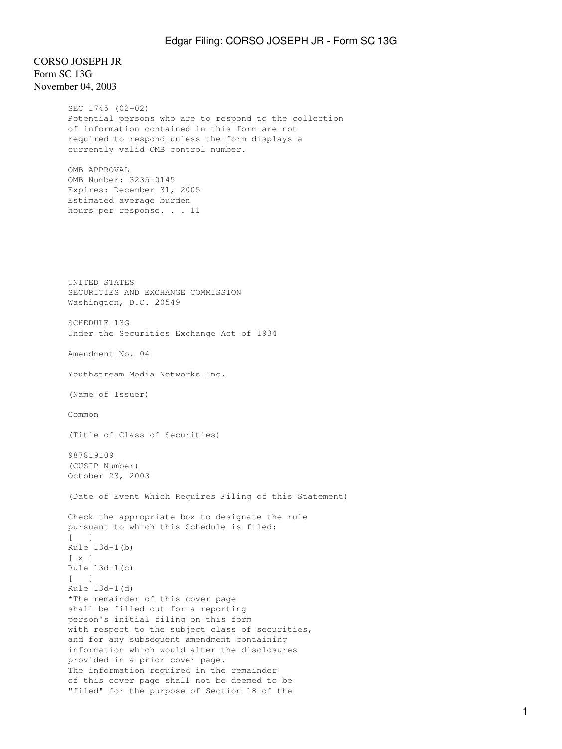CORSO JOSEPH JR
Form SC 13G
November 04, 2003

SEC 1745 (02-02)
Potential persons who are to respond to the collection of information contained in this form are not required to respond unless the form displays a currently valid OMB control number.

OMB APPROVAL
OMB Number: 3235-0145
Expires: December 31, 2005
Estimated average burden
hours per response. . . 11

UNITED STATES
SECURITIES AND EXCHANGE COMMISSION
Washington, D.C. 20549

SCHEDULE 13G
Under the Securities Exchange Act of 1934

Amendment No. 04

Youthstream Media Networks Inc.

(Name of Issuer)

Common

(Title of Class of Securities)

987819109
(CUSIP Number)
October 23, 2003

(Date of Event Which Requires Filing of this Statement)

Check the appropriate box to designate the rule pursuant to which this Schedule is filed:

[ ] Rule 13d-1(b)
[ x ] Rule 13d-1(c)
[ ] Rule 13d-1(d)

*The remainder of this cover page shall be filled out for a reporting person's initial filing on this form with respect to the subject class of securities, and for any subsequent amendment containing information which would alter the disclosures provided in a prior cover page.
The information required in the remainder of this cover page shall not be deemed to be "filed" for the purpose of Section 18 of the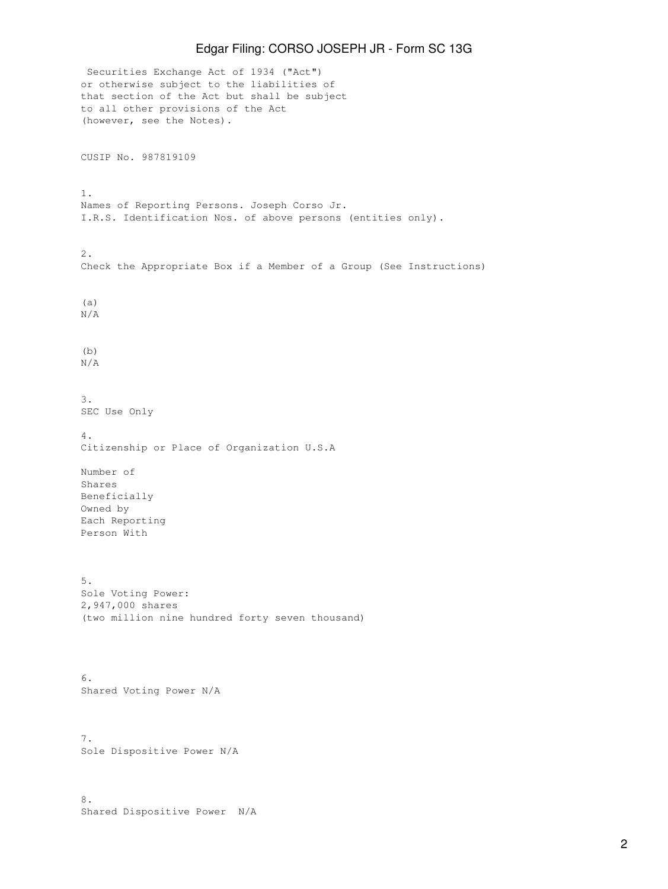Securities Exchange Act of 1934 ("Act")
or otherwise subject to the liabilities of
that section of the Act but shall be subject
to all other provisions of the Act
(however, see the Notes).

CUSIP No. 987819109

1.
Names of Reporting Persons. Joseph Corso Jr.
I.R.S. Identification Nos. of above persons (entities only).

2.
Check the Appropriate Box if a Member of a Group (See Instructions)

(a)
N/A

(b)
N/A

3.
SEC Use Only

4.
Citizenship or Place of Organization U.S.A

Number of
Shares
Beneficially
Owned by
Each Reporting
Person With

5.
Sole Voting Power:
2,947,000 shares
(two million nine hundred forty seven thousand)

6.
Shared Voting Power N/A

7.
Sole Dispositive Power N/A

8.
Shared Dispositive Power N/A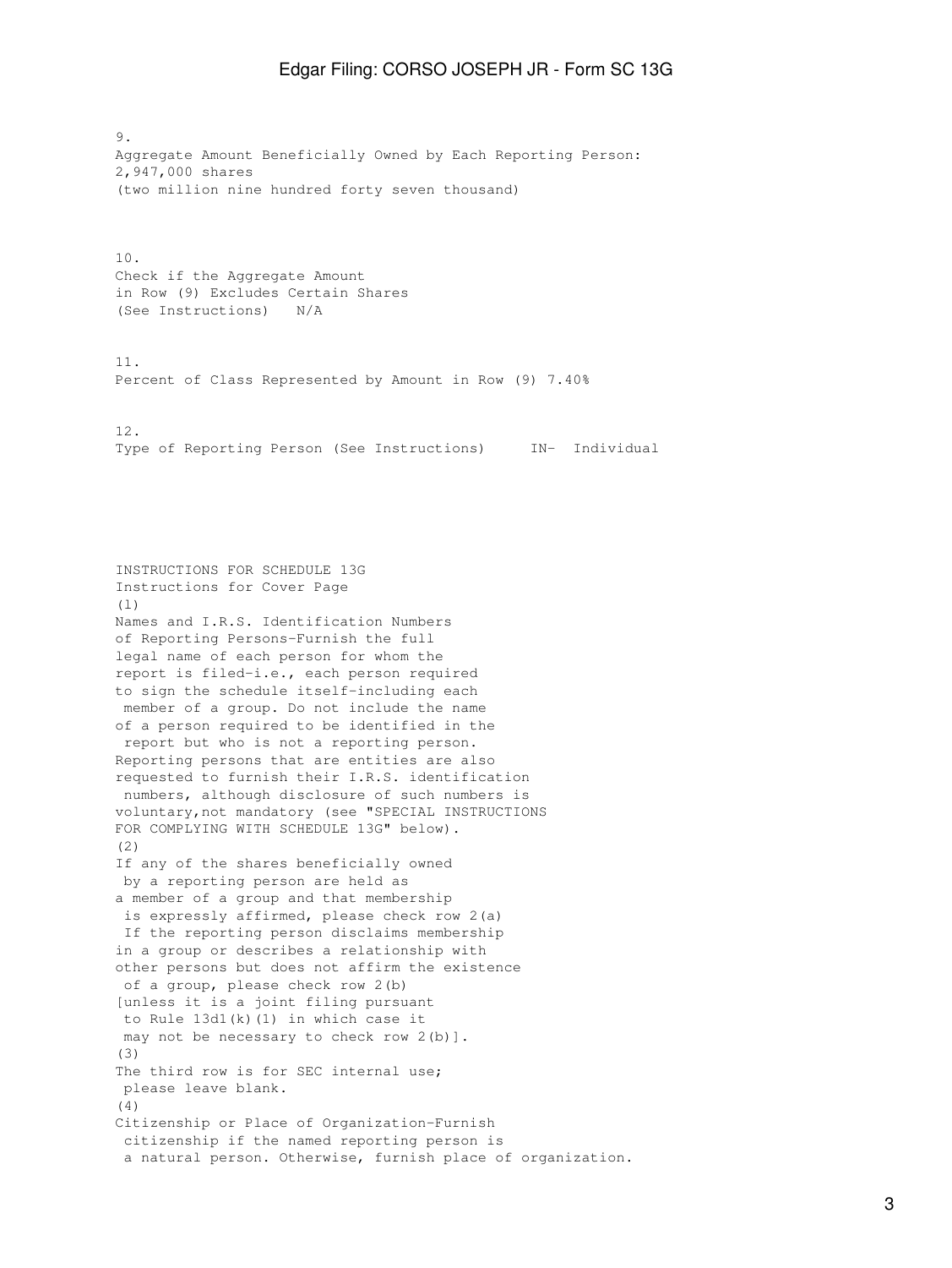9.
Aggregate Amount Beneficially Owned by Each Reporting Person:
2,947,000 shares
(two million nine hundred forty seven thousand)

10.
Check if the Aggregate Amount
in Row (9) Excludes Certain Shares
(See Instructions) N/A

11.
Percent of Class Represented by Amount in Row (9) 7.40%

12.
Type of Reporting Person (See Instructions) IN- Individual

INSTRUCTIONS FOR SCHEDULE 13G
Instructions for Cover Page

(1)
Names and I.R.S. Identification Numbers of Reporting Persons-Furnish the full legal name of each person for whom the report is filed-i.e., each person required to sign the schedule itself-including each member of a group. Do not include the name of a person required to be identified in the report but who is not a reporting person. Reporting persons that are entities are also requested to furnish their I.R.S. identification numbers, although disclosure of such numbers is voluntary,not mandatory (see "SPECIAL INSTRUCTIONS FOR COMPLYING WITH SCHEDULE 13G" below).

(2)
If any of the shares beneficially owned by a reporting person are held as a member of a group and that membership is expressly affirmed, please check row 2(a) If the reporting person disclaims membership in a group or describes a relationship with other persons but does not affirm the existence of a group, please check row 2(b) [unless it is a joint filing pursuant to Rule 13d1(k)(1) in which case it may not be necessary to check row 2(b)].

(3)
The third row is for SEC internal use; please leave blank.

(4)
Citizenship or Place of Organization-Furnish citizenship if the named reporting person is a natural person. Otherwise, furnish place of organization.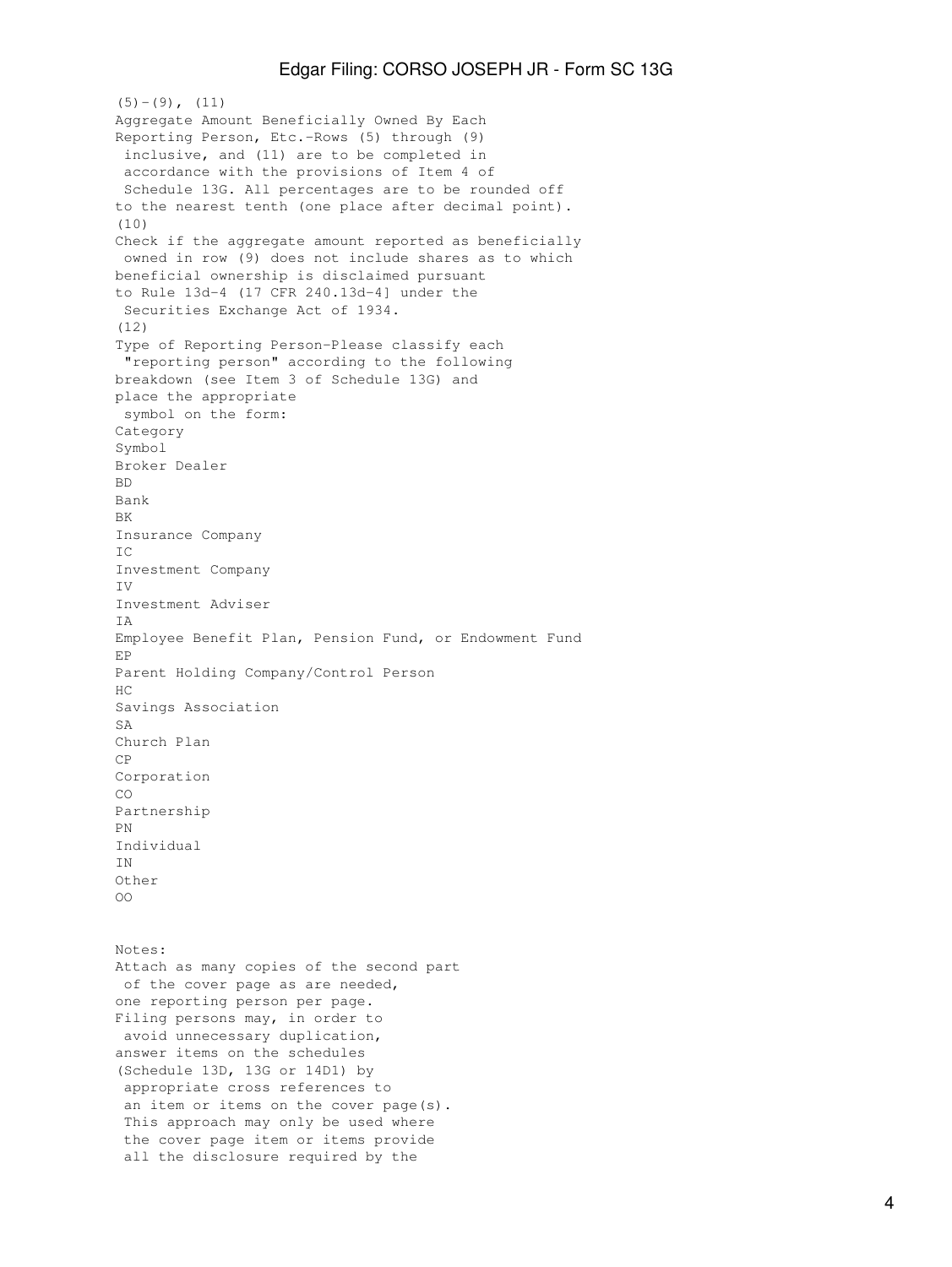(5)-(9), (11)
Aggregate Amount Beneficially Owned By Each Reporting Person, Etc.-Rows (5) through (9) inclusive, and (11) are to be completed in accordance with the provisions of Item 4 of Schedule 13G. All percentages are to be rounded off to the nearest tenth (one place after decimal point).

(10)
Check if the aggregate amount reported as beneficially owned in row (9) does not include shares as to which beneficial ownership is disclaimed pursuant to Rule 13d-4 (17 CFR 240.13d-4] under the Securities Exchange Act of 1934.

(12)
Type of Reporting Person-Please classify each "reporting person" according to the following breakdown (see Item 3 of Schedule 13G) and place the appropriate symbol on the form:

| Category | Symbol |
|---|---|
| Broker Dealer | BD |
| Bank | BK |
| Insurance Company | IC |
| Investment Company | IV |
| Investment Adviser | IA |
| Employee Benefit Plan, Pension Fund, or Endowment Fund | EP |
| Parent Holding Company/Control Person | HC |
| Savings Association | SA |
| Church Plan | CP |
| Corporation | CO |
| Partnership | PN |
| Individual | IN |
| Other | OO |

Notes:
Attach as many copies of the second part of the cover page as are needed, one reporting person per page.
Filing persons may, in order to avoid unnecessary duplication, answer items on the schedules (Schedule 13D, 13G or 14D1) by appropriate cross references to an item or items on the cover page(s). This approach may only be used where the cover page item or items provide all the disclosure required by the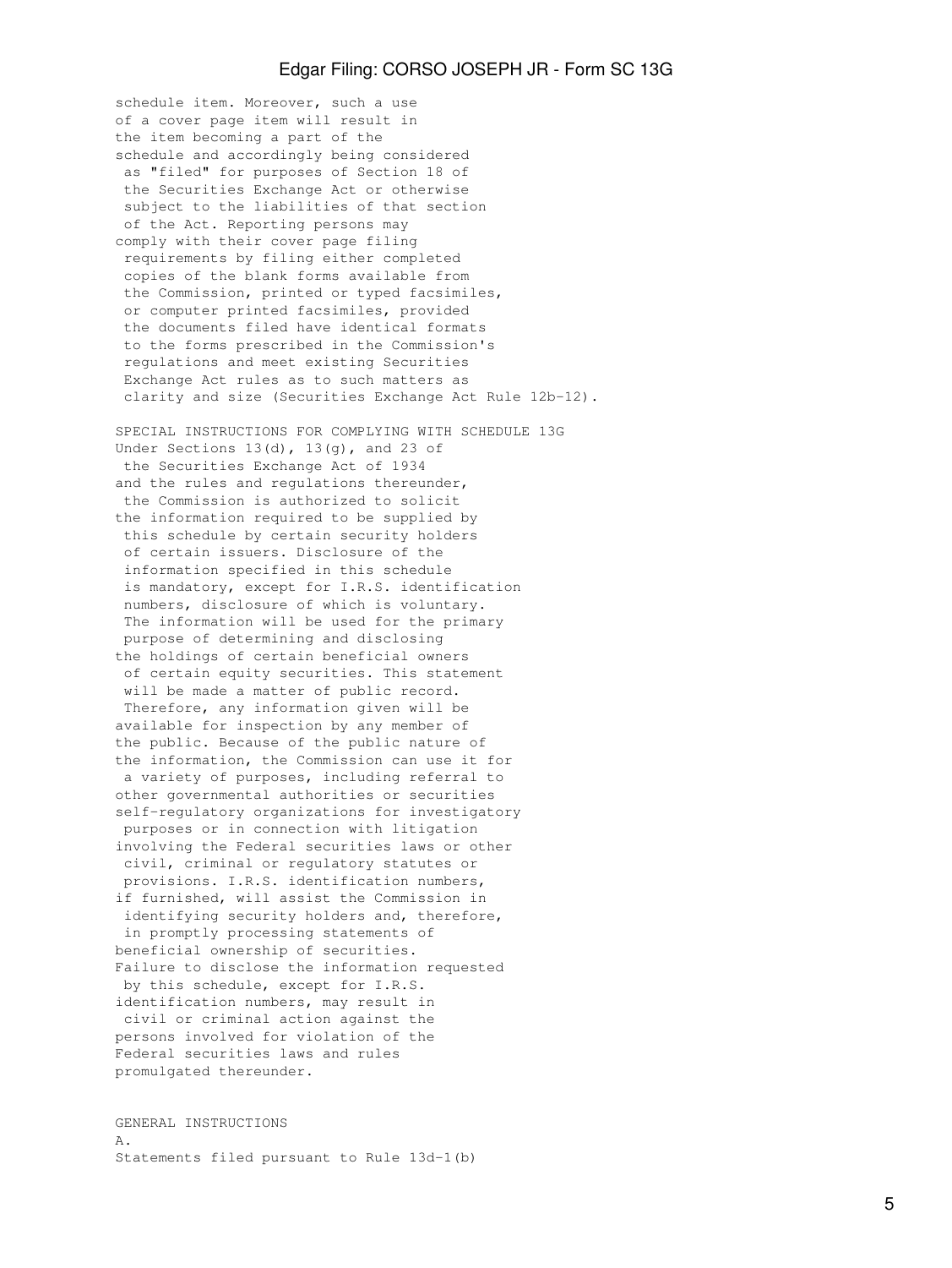schedule item. Moreover, such a use of a cover page item will result in the item becoming a part of the schedule and accordingly being considered as "filed" for purposes of Section 18 of the Securities Exchange Act or otherwise subject to the liabilities of that section of the Act. Reporting persons may comply with their cover page filing requirements by filing either completed copies of the blank forms available from the Commission, printed or typed facsimiles, or computer printed facsimiles, provided the documents filed have identical formats to the forms prescribed in the Commission's regulations and meet existing Securities Exchange Act rules as to such matters as clarity and size (Securities Exchange Act Rule 12b-12).

SPECIAL INSTRUCTIONS FOR COMPLYING WITH SCHEDULE 13G

Under Sections 13(d), 13(g), and 23 of the Securities Exchange Act of 1934 and the rules and regulations thereunder, the Commission is authorized to solicit the information required to be supplied by this schedule by certain security holders of certain issuers. Disclosure of the information specified in this schedule is mandatory, except for I.R.S. identification numbers, disclosure of which is voluntary. The information will be used for the primary purpose of determining and disclosing the holdings of certain beneficial owners of certain equity securities. This statement will be made a matter of public record. Therefore, any information given will be available for inspection by any member of the public. Because of the public nature of the information, the Commission can use it for a variety of purposes, including referral to other governmental authorities or securities self-regulatory organizations for investigatory purposes or in connection with litigation involving the Federal securities laws or other civil, criminal or regulatory statutes or provisions. I.R.S. identification numbers, if furnished, will assist the Commission in identifying security holders and, therefore, in promptly processing statements of beneficial ownership of securities. Failure to disclose the information requested by this schedule, except for I.R.S. identification numbers, may result in civil or criminal action against the persons involved for violation of the Federal securities laws and rules promulgated thereunder.

GENERAL INSTRUCTIONS

A.

Statements filed pursuant to Rule 13d-1(b)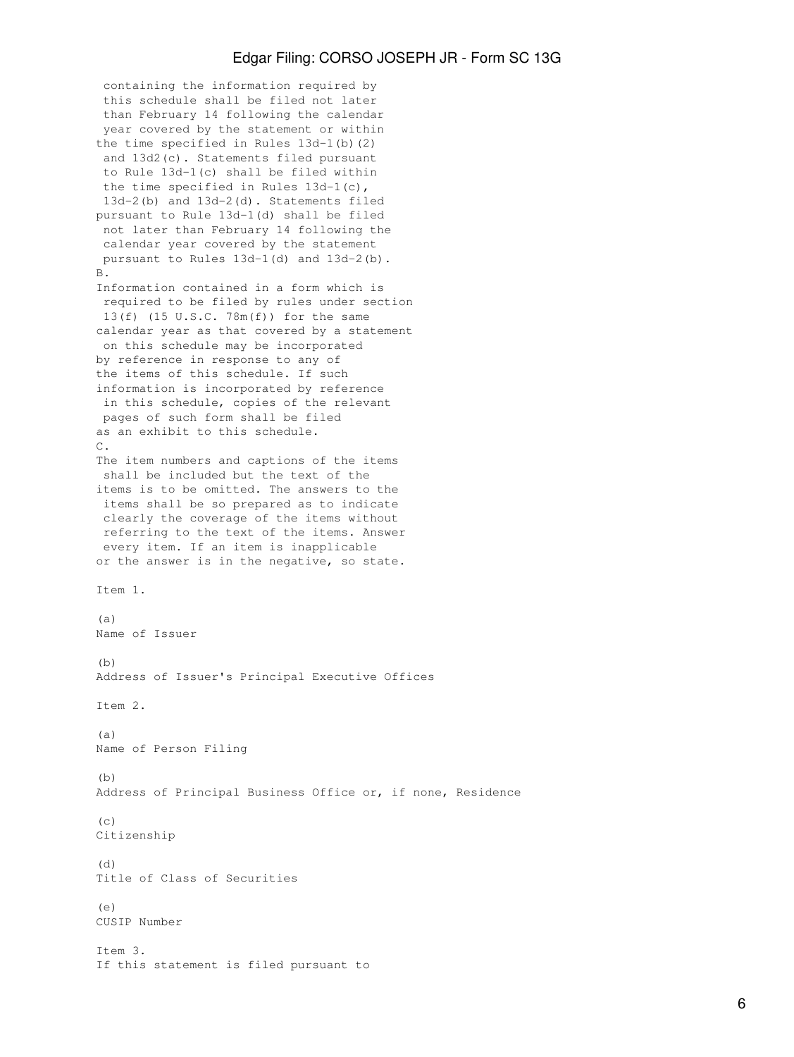containing the information required by this schedule shall be filed not later than February 14 following the calendar year covered by the statement or within the time specified in Rules 13d-1(b)(2) and 13d2(c). Statements filed pursuant to Rule 13d-1(c) shall be filed within the time specified in Rules 13d-1(c), 13d-2(b) and 13d-2(d). Statements filed pursuant to Rule 13d-1(d) shall be filed not later than February 14 following the calendar year covered by the statement pursuant to Rules 13d-1(d) and 13d-2(b).

B.
Information contained in a form which is required to be filed by rules under section 13(f) (15 U.S.C. 78m(f)) for the same calendar year as that covered by a statement on this schedule may be incorporated by reference in response to any of the items of this schedule. If such information is incorporated by reference in this schedule, copies of the relevant pages of such form shall be filed as an exhibit to this schedule.

C.
The item numbers and captions of the items shall be included but the text of the items is to be omitted. The answers to the items shall be so prepared as to indicate clearly the coverage of the items without referring to the text of the items. Answer every item. If an item is inapplicable or the answer is in the negative, so state.

Item 1.

(a)
Name of Issuer

(b)
Address of Issuer's Principal Executive Offices

Item 2.

(a)
Name of Person Filing

(b)
Address of Principal Business Office or, if none, Residence

(c)
Citizenship

(d)
Title of Class of Securities

(e)
CUSIP Number

Item 3.
If this statement is filed pursuant to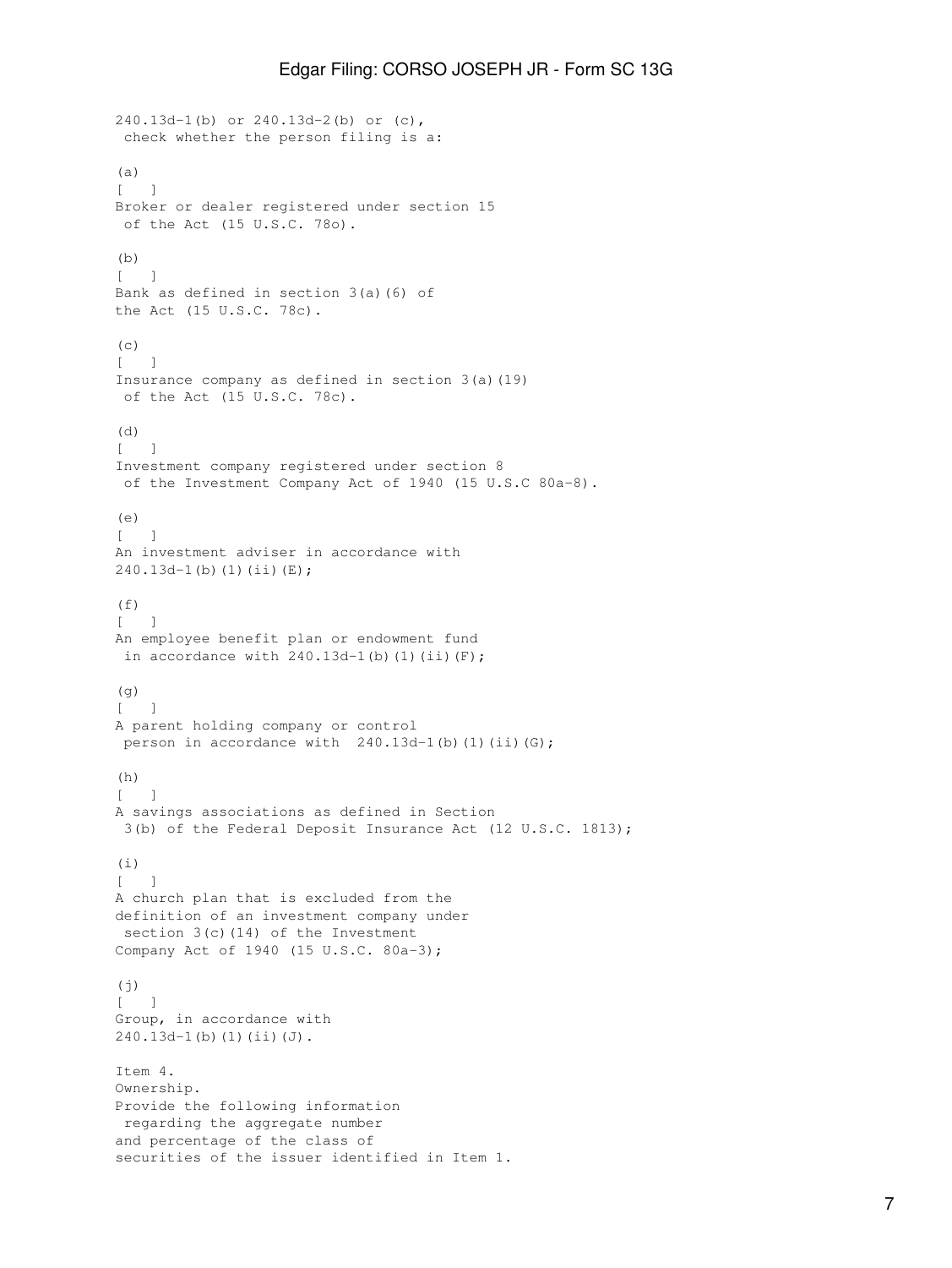240.13d-1(b) or 240.13d-2(b) or (c), check whether the person filing is a:

(a) [ ] Broker or dealer registered under section 15 of the Act (15 U.S.C. 78o).

(b) [ ] Bank as defined in section 3(a)(6) of the Act (15 U.S.C. 78c).

(c) [ ] Insurance company as defined in section 3(a)(19) of the Act (15 U.S.C. 78c).

(d) [ ] Investment company registered under section 8 of the Investment Company Act of 1940 (15 U.S.C 80a-8).

(e) [ ] An investment adviser in accordance with 240.13d-1(b)(1)(ii)(E);

(f) [ ] An employee benefit plan or endowment fund in accordance with 240.13d-1(b)(1)(ii)(F);

(g) [ ] A parent holding company or control person in accordance with 240.13d-1(b)(1)(ii)(G);

(h) [ ] A savings associations as defined in Section 3(b) of the Federal Deposit Insurance Act (12 U.S.C. 1813);

(i) [ ] A church plan that is excluded from the definition of an investment company under section 3(c)(14) of the Investment Company Act of 1940 (15 U.S.C. 80a-3);

(j) [ ] Group, in accordance with 240.13d-1(b)(1)(ii)(J).

Item 4. Ownership.

Provide the following information regarding the aggregate number and percentage of the class of securities of the issuer identified in Item 1.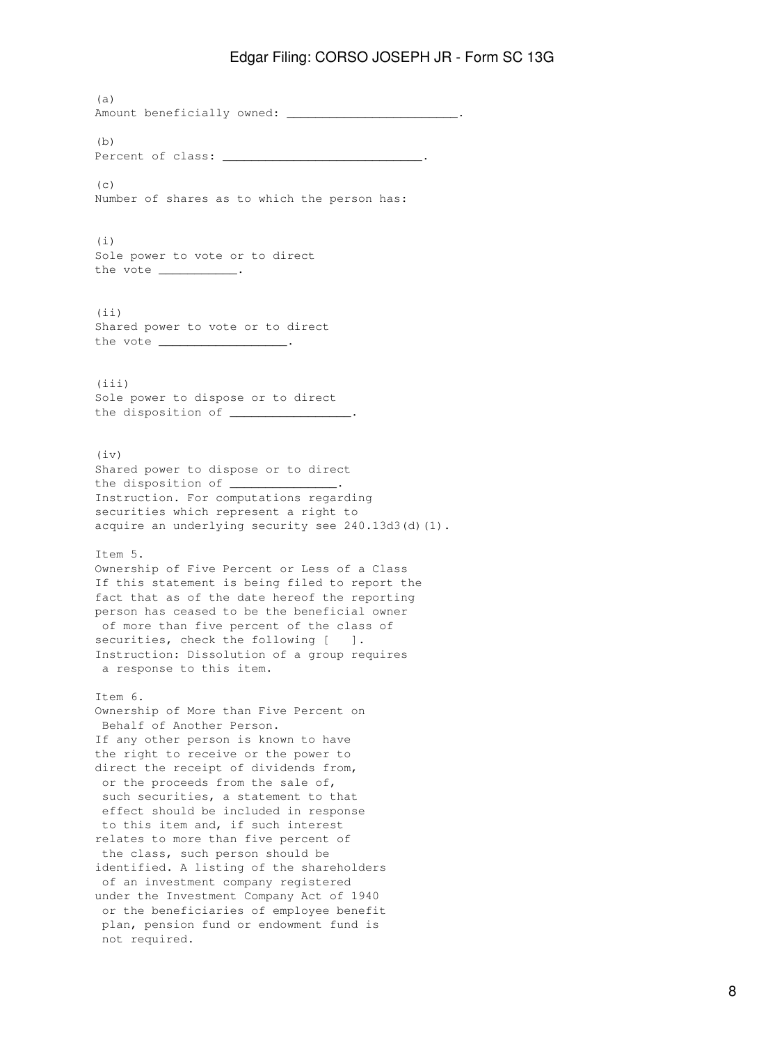(a)
Amount beneficially owned: ________________________.

(b)
Percent of class: ____________________________.

(c)
Number of shares as to which the person has:

(i)
Sole power to vote or to direct the vote ___________.

(ii)
Shared power to vote or to direct the vote __________________.

(iii)
Sole power to dispose or to direct the disposition of _________________.

(iv)
Shared power to dispose or to direct the disposition of _______________.
Instruction. For computations regarding securities which represent a right to acquire an underlying security see 240.13d3(d)(1).

Item 5.
Ownership of Five Percent or Less of a Class
If this statement is being filed to report the fact that as of the date hereof the reporting person has ceased to be the beneficial owner of more than five percent of the class of securities, check the following [ ].
Instruction: Dissolution of a group requires a response to this item.

Item 6.
Ownership of More than Five Percent on Behalf of Another Person.
If any other person is known to have the right to receive or the power to direct the receipt of dividends from, or the proceeds from the sale of, such securities, a statement to that effect should be included in response to this item and, if such interest relates to more than five percent of the class, such person should be identified. A listing of the shareholders of an investment company registered under the Investment Company Act of 1940 or the beneficiaries of employee benefit plan, pension fund or endowment fund is not required.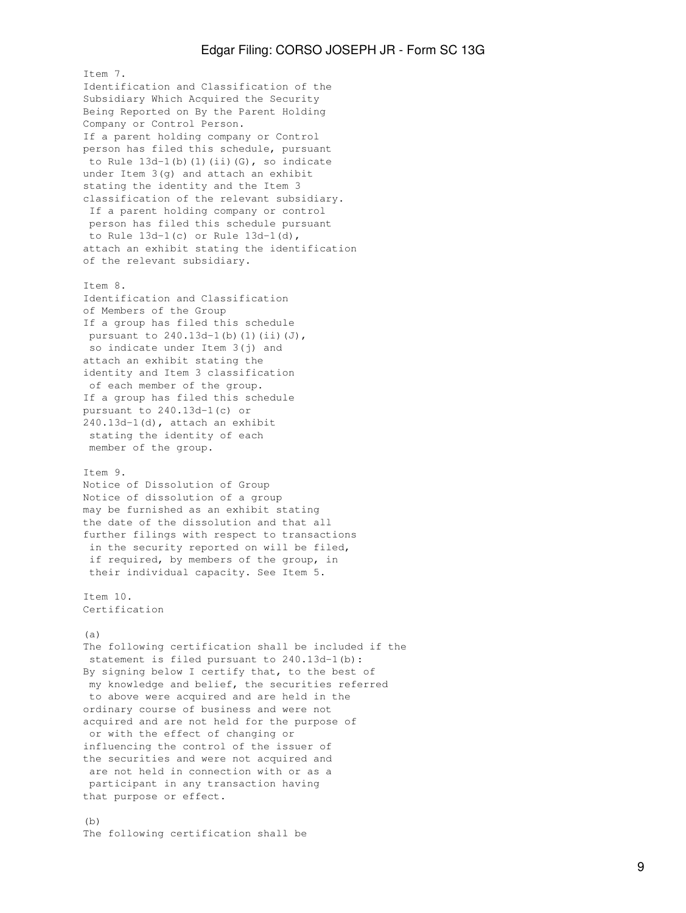Item 7.
Identification and Classification of the Subsidiary Which Acquired the Security Being Reported on By the Parent Holding Company or Control Person.
If a parent holding company or Control person has filed this schedule, pursuant to Rule 13d-1(b)(1)(ii)(G), so indicate under Item 3(g) and attach an exhibit stating the identity and the Item 3 classification of the relevant subsidiary. If a parent holding company or control person has filed this schedule pursuant to Rule 13d-1(c) or Rule 13d-1(d), attach an exhibit stating the identification of the relevant subsidiary.

Item 8.
Identification and Classification of Members of the Group
If a group has filed this schedule pursuant to 240.13d-1(b)(1)(ii)(J), so indicate under Item 3(j) and attach an exhibit stating the identity and Item 3 classification of each member of the group.
If a group has filed this schedule pursuant to 240.13d-1(c) or 240.13d-1(d), attach an exhibit stating the identity of each member of the group.

Item 9.
Notice of Dissolution of Group
Notice of dissolution of a group may be furnished as an exhibit stating the date of the dissolution and that all further filings with respect to transactions in the security reported on will be filed, if required, by members of the group, in their individual capacity. See Item 5.

Item 10.
Certification

(a)
The following certification shall be included if the statement is filed pursuant to 240.13d-1(b):
By signing below I certify that, to the best of my knowledge and belief, the securities referred to above were acquired and are held in the ordinary course of business and were not acquired and are not held for the purpose of or with the effect of changing or influencing the control of the issuer of the securities and were not acquired and are not held in connection with or as a participant in any transaction having that purpose or effect.

(b)
The following certification shall be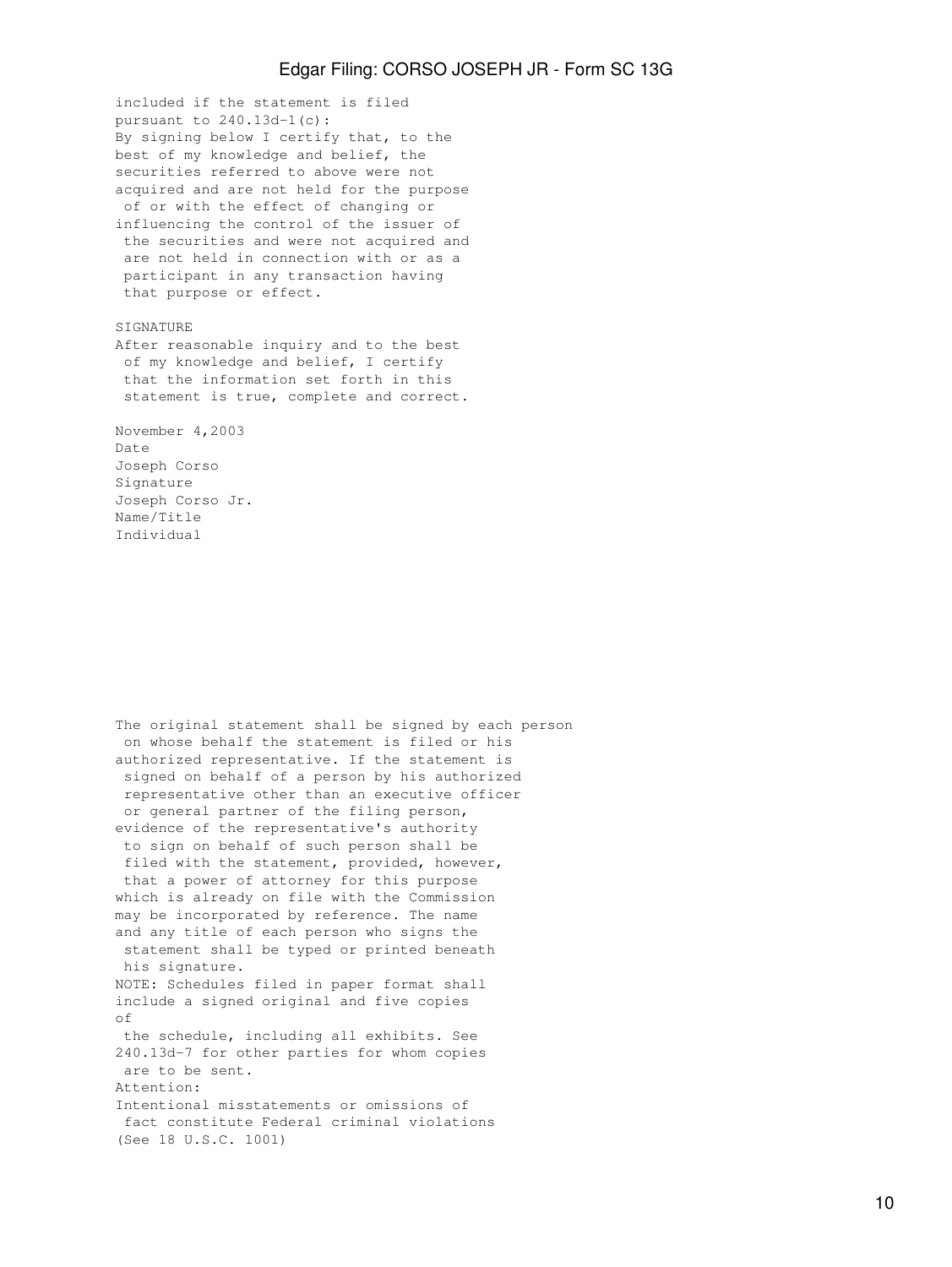included if the statement is filed pursuant to 240.13d-1(c):
By signing below I certify that, to the best of my knowledge and belief, the securities referred to above were not acquired and are not held for the purpose of or with the effect of changing or influencing the control of the issuer of the securities and were not acquired and are not held in connection with or as a participant in any transaction having that purpose or effect.

SIGNATURE
After reasonable inquiry and to the best of my knowledge and belief, I certify that the information set forth in this statement is true, complete and correct.

November 4,2003
Date
Joseph Corso
Signature
Joseph Corso Jr.
Name/Title
Individual

The original statement shall be signed by each person on whose behalf the statement is filed or his authorized representative. If the statement is signed on behalf of a person by his authorized representative other than an executive officer or general partner of the filing person, evidence of the representative's authority to sign on behalf of such person shall be filed with the statement, provided, however, that a power of attorney for this purpose which is already on file with the Commission may be incorporated by reference. The name and any title of each person who signs the statement shall be typed or printed beneath his signature.
NOTE: Schedules filed in paper format shall include a signed original and five copies of the schedule, including all exhibits. See 240.13d-7 for other parties for whom copies are to be sent.
Attention:
Intentional misstatements or omissions of fact constitute Federal criminal violations (See 18 U.S.C. 1001)